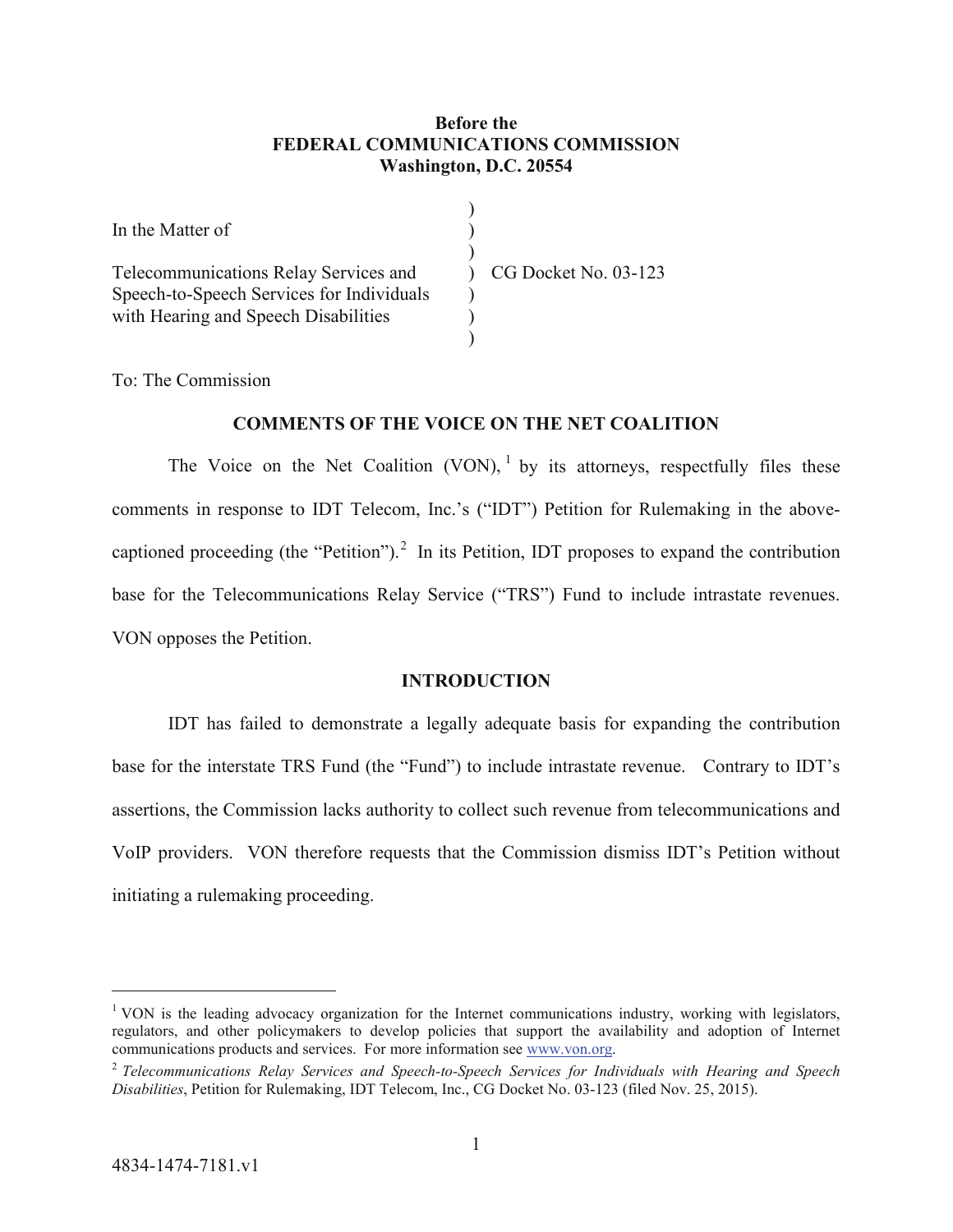**Before the**
**FEDERAL COMMUNICATIONS COMMISSION**
**Washington, D.C. 20554**

| | | |
|---|---|---|
| In the Matter of | ) | |
| | ) | |
| Telecommunications Relay Services and Speech-to-Speech Services for Individuals with Hearing and Speech Disabilities | ) | CG Docket No. 03-123 |
| | ) | |

To: The Commission

**COMMENTS OF THE VOICE ON THE NET COALITION**

The Voice on the Net Coalition (VON),[1] by its attorneys, respectfully files these comments in response to IDT Telecom, Inc.'s ("IDT") Petition for Rulemaking in the above-captioned proceeding (the "Petition").[2] In its Petition, IDT proposes to expand the contribution base for the Telecommunications Relay Service ("TRS") Fund to include intrastate revenues. VON opposes the Petition.

**INTRODUCTION**

IDT has failed to demonstrate a legally adequate basis for expanding the contribution base for the interstate TRS Fund (the "Fund") to include intrastate revenue. Contrary to IDT's assertions, the Commission lacks authority to collect such revenue from telecommunications and VoIP providers. VON therefore requests that the Commission dismiss IDT's Petition without initiating a rulemaking proceeding.

---

[1] VON is the leading advocacy organization for the Internet communications industry, working with legislators, regulators, and other policymakers to develop policies that support the availability and adoption of Internet communications products and services. For more information see www.von.org.

[2] *Telecommunications Relay Services and Speech-to-Speech Services for Individuals with Hearing and Speech Disabilities*, Petition for Rulemaking, IDT Telecom, Inc., CG Docket No. 03-123 (filed Nov. 25, 2015).

4834-1474-7181.v1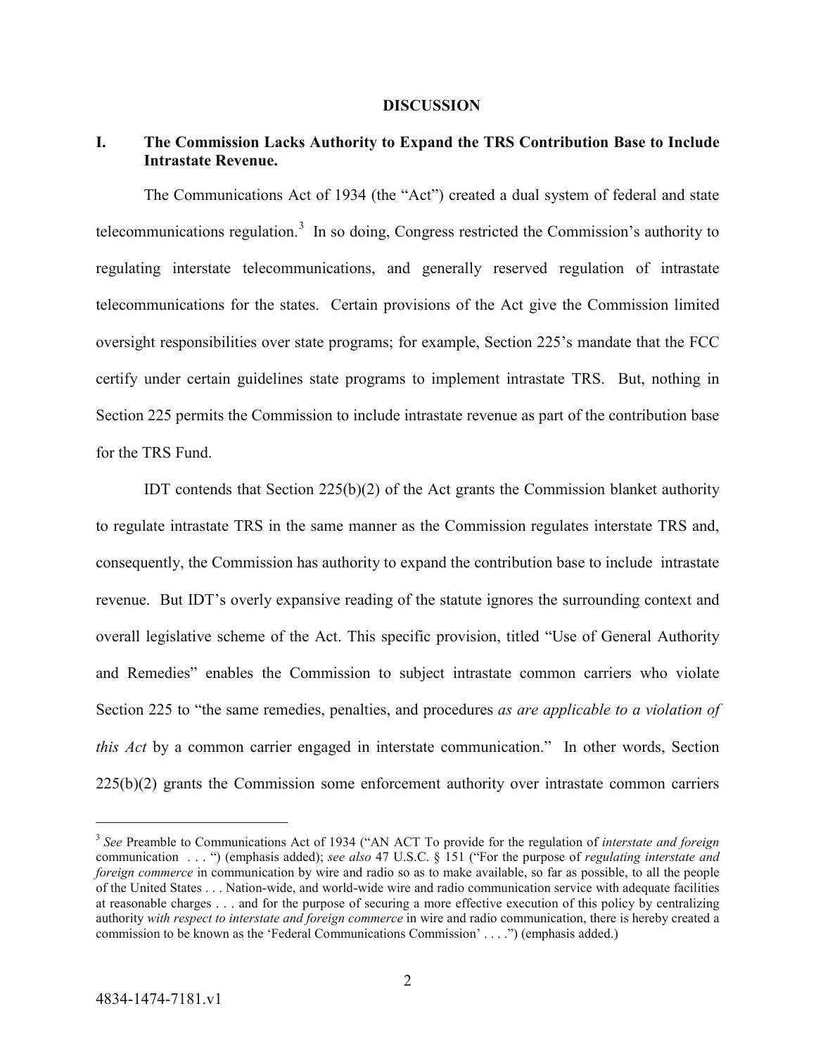## DISCUSSION

### I. The Commission Lacks Authority to Expand the TRS Contribution Base to Include Intrastate Revenue.

The Communications Act of 1934 (the "Act") created a dual system of federal and state telecommunications regulation.[3] In so doing, Congress restricted the Commission's authority to regulating interstate telecommunications, and generally reserved regulation of intrastate telecommunications for the states. Certain provisions of the Act give the Commission limited oversight responsibilities over state programs; for example, Section 225's mandate that the FCC certify under certain guidelines state programs to implement intrastate TRS. But, nothing in Section 225 permits the Commission to include intrastate revenue as part of the contribution base for the TRS Fund.

IDT contends that Section 225(b)(2) of the Act grants the Commission blanket authority to regulate intrastate TRS in the same manner as the Commission regulates interstate TRS and, consequently, the Commission has authority to expand the contribution base to include intrastate revenue. But IDT's overly expansive reading of the statute ignores the surrounding context and overall legislative scheme of the Act. This specific provision, titled "Use of General Authority and Remedies" enables the Commission to subject intrastate common carriers who violate Section 225 to "the same remedies, penalties, and procedures *as are applicable to a violation of this Act* by a common carrier engaged in interstate communication." In other words, Section 225(b)(2) grants the Commission some enforcement authority over intrastate common carriers

---

[3] *See* Preamble to Communications Act of 1934 ("AN ACT To provide for the regulation of *interstate and foreign* communication . . . ") (emphasis added); *see also* 47 U.S.C. § 151 ("For the purpose of *regulating interstate and foreign commerce* in communication by wire and radio so as to make available, so far as possible, to all the people of the United States . . . Nation-wide, and world-wide wire and radio communication service with adequate facilities at reasonable charges . . . and for the purpose of securing a more effective execution of this policy by centralizing authority *with respect to interstate and foreign commerce* in wire and radio communication, there is hereby created a commission to be known as the 'Federal Communications Commission' . . . .") (emphasis added.)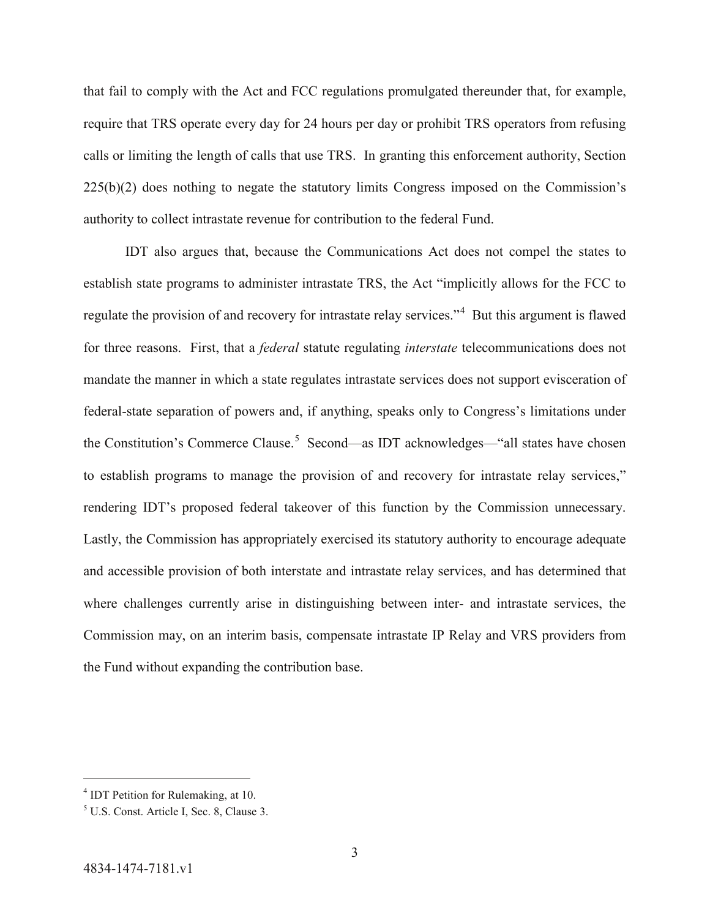that fail to comply with the Act and FCC regulations promulgated thereunder that, for example, require that TRS operate every day for 24 hours per day or prohibit TRS operators from refusing calls or limiting the length of calls that use TRS. In granting this enforcement authority, Section 225(b)(2) does nothing to negate the statutory limits Congress imposed on the Commission's authority to collect intrastate revenue for contribution to the federal Fund.

IDT also argues that, because the Communications Act does not compel the states to establish state programs to administer intrastate TRS, the Act "implicitly allows for the FCC to regulate the provision of and recovery for intrastate relay services."[4] But this argument is flawed for three reasons. First, that a *federal* statute regulating *interstate* telecommunications does not mandate the manner in which a state regulates intrastate services does not support evisceration of federal-state separation of powers and, if anything, speaks only to Congress's limitations under the Constitution's Commerce Clause.[5] Second—as IDT acknowledges—"all states have chosen to establish programs to manage the provision of and recovery for intrastate relay services," rendering IDT's proposed federal takeover of this function by the Commission unnecessary. Lastly, the Commission has appropriately exercised its statutory authority to encourage adequate and accessible provision of both interstate and intrastate relay services, and has determined that where challenges currently arise in distinguishing between inter- and intrastate services, the Commission may, on an interim basis, compensate intrastate IP Relay and VRS providers from the Fund without expanding the contribution base.

---

[4] IDT Petition for Rulemaking, at 10.

[5] U.S. Const. Article I, Sec. 8, Clause 3.

4834-1474-7181.v1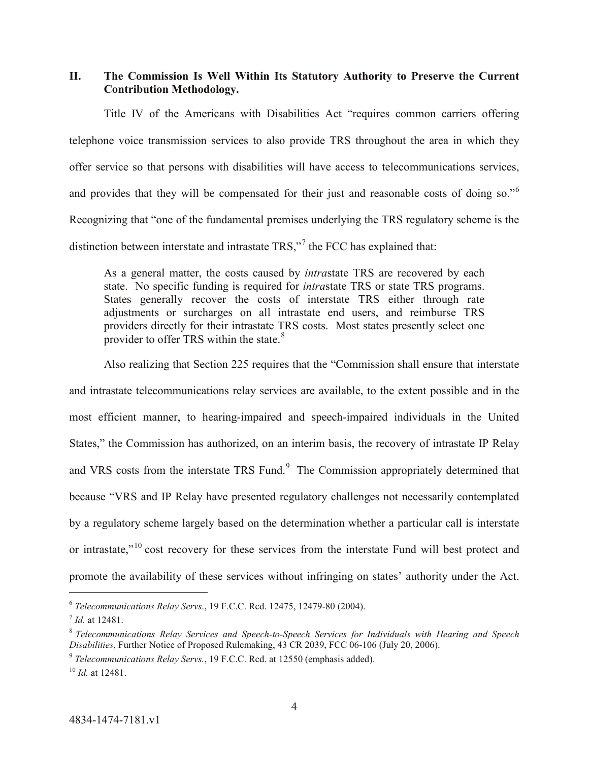## II. The Commission Is Well Within Its Statutory Authority to Preserve the Current Contribution Methodology.

Title IV of the Americans with Disabilities Act "requires common carriers offering telephone voice transmission services to also provide TRS throughout the area in which they offer service so that persons with disabilities will have access to telecommunications services, and provides that they will be compensated for their just and reasonable costs of doing so."[6] Recognizing that "one of the fundamental premises underlying the TRS regulatory scheme is the distinction between interstate and intrastate TRS,"[7] the FCC has explained that:

> As a general matter, the costs caused by *intra*state TRS are recovered by each state. No specific funding is required for *intra*state TRS or state TRS programs. States generally recover the costs of interstate TRS either through rate adjustments or surcharges on all intrastate end users, and reimburse TRS providers directly for their intrastate TRS costs. Most states presently select one provider to offer TRS within the state.[8]

Also realizing that Section 225 requires that the "Commission shall ensure that interstate and intrastate telecommunications relay services are available, to the extent possible and in the most efficient manner, to hearing-impaired and speech-impaired individuals in the United States," the Commission has authorized, on an interim basis, the recovery of intrastate IP Relay and VRS costs from the interstate TRS Fund.[9] The Commission appropriately determined that because "VRS and IP Relay have presented regulatory challenges not necessarily contemplated by a regulatory scheme largely based on the determination whether a particular call is interstate or intrastate,"[10] cost recovery for these services from the interstate Fund will best protect and promote the availability of these services without infringing on states' authority under the Act.

---

[6] *Telecommunications Relay Servs*., 19 F.C.C. Rcd. 12475, 12479-80 (2004).

[7] *Id.* at 12481.

[8] *Telecommunications Relay Services and Speech-to-Speech Services for Individuals with Hearing and Speech Disabilities*, Further Notice of Proposed Rulemaking, 43 CR 2039, FCC 06-106 (July 20, 2006).

[9] *Telecommunications Relay Servs.*, 19 F.C.C. Rcd. at 12550 (emphasis added).

[10] *Id.* at 12481.

4834-1474-7181.v1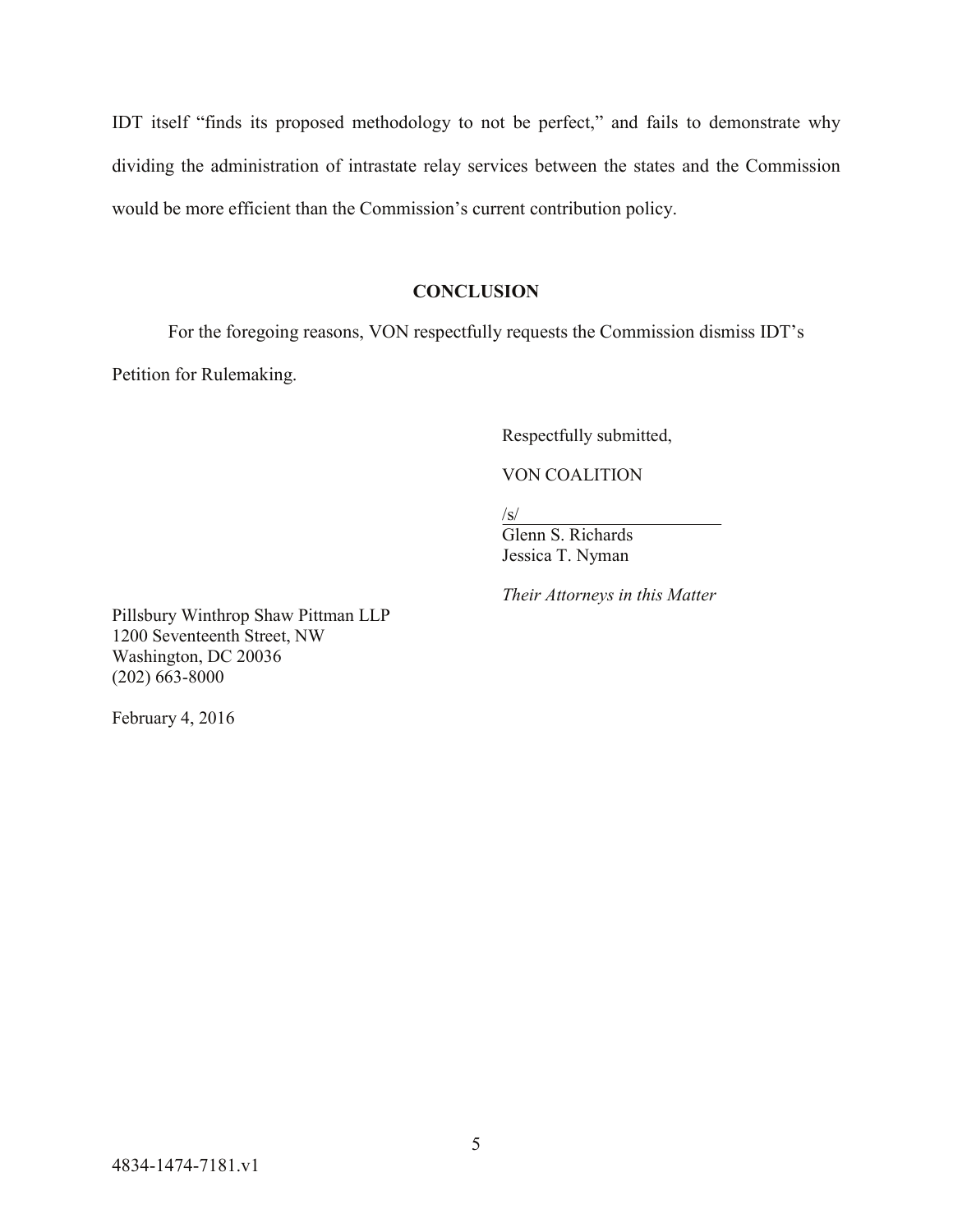IDT itself "finds its proposed methodology to not be perfect," and fails to demonstrate why dividing the administration of intrastate relay services between the states and the Commission would be more efficient than the Commission's current contribution policy.

## CONCLUSION

For the foregoing reasons, VON respectfully requests the Commission dismiss IDT's Petition for Rulemaking.

Respectfully submitted,

VON COALITION

/s/
Glenn S. Richards
Jessica T. Nyman

*Their Attorneys in this Matter*

Pillsbury Winthrop Shaw Pittman LLP
1200 Seventeenth Street, NW
Washington, DC 20036
(202) 663-8000

February 4, 2016

4834-1474-7181.v1